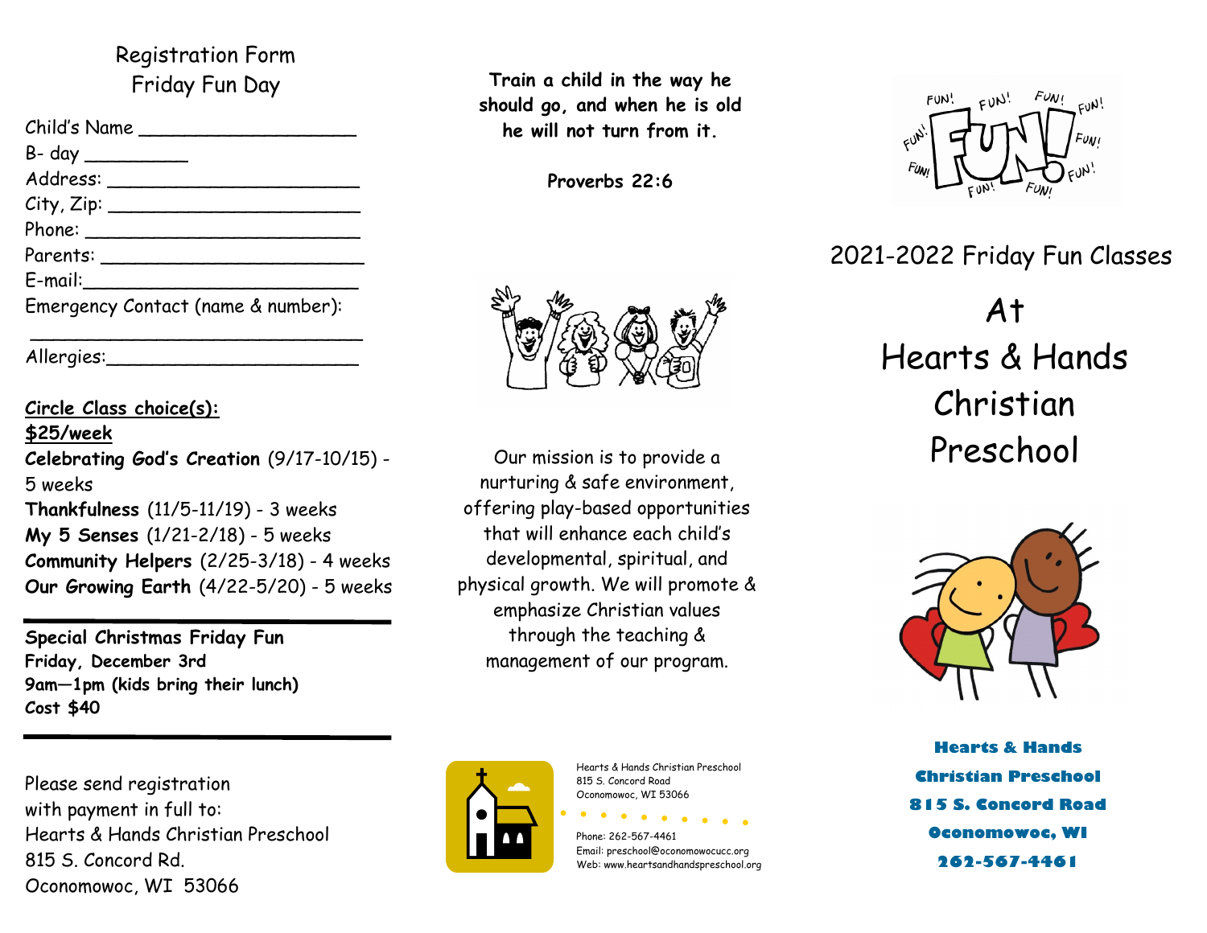## Registration Form
## Friday Fun Day

Child's Name ____________________

B- day __________

Address: _______________________

City, Zip: _______________________

Phone: _________________________

Parents: ________________________

E-mail:_________________________

Emergency Contact (name & number):

_______________________________

Allergies:_______________________

**Circle Class choice(s):**

**$25/week**

**Celebrating God's Creation** (9/17-10/15) - 5 weeks

**Thankfulness** (11/5-11/19) - 3 weeks

**My 5 Senses** (1/21-2/18) - 5 weeks

**Community Helpers** (2/25-3/18) - 4 weeks

**Our Growing Earth** (4/22-5/20) - 5 weeks

---

**Special Christmas Friday Fun**
**Friday, December 3rd**
**9am—1pm (kids bring their lunch)**
**Cost $40**

---

Please send registration with payment in full to:
Hearts & Hands Christian Preschool
815 S. Concord Rd.
Oconomowoc, WI 53066

**Train a child in the way he should go, and when he is old he will not turn from it.**

**Proverbs 22:6**

Our mission is to provide a nurturing & safe environment, offering play-based opportunities that will enhance each child's developmental, spiritual, and physical growth. We will promote & emphasize Christian values through the teaching & management of our program.

Hearts & Hands Christian Preschool
815 S. Concord Road
Oconomowoc, WI 53066

Phone: 262-567-4461
Email: preschool@oconomowocucc.org
Web: www.heartsandhandspreschool.org

# 2021-2022 Friday Fun Classes

# At Hearts & Hands Christian Preschool

**Hearts & Hands**
**Christian Preschool**
**815 S. Concord Road**
**Oconomowoc, WI**
**262-567-4461**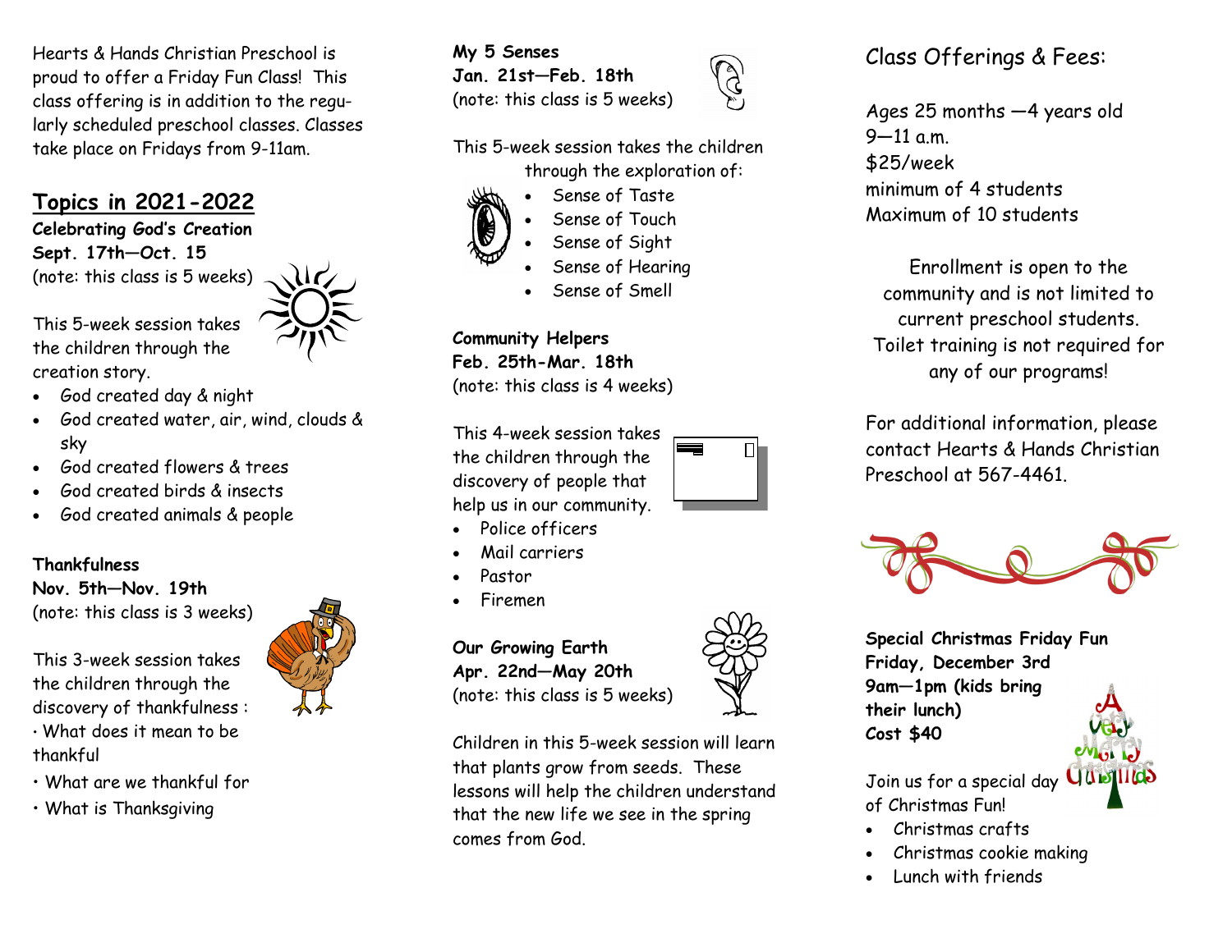Hearts & Hands Christian Preschool is proud to offer a Friday Fun Class! This class offering is in addition to the regularly scheduled preschool classes. Classes take place on Fridays from 9-11am.

## Topics in 2021-2022

**Celebrating God's Creation**
**Sept. 17th—Oct. 15**
(note: this class is 5 weeks)

This 5-week session takes the children through the creation story.

- God created day & night
- God created water, air, wind, clouds & sky
- God created flowers & trees
- God created birds & insects
- God created animals & people

**Thankfulness**
**Nov. 5th—Nov. 19th**
(note: this class is 3 weeks)

This 3-week session takes the children through the discovery of thankfulness :

- What does it mean to be thankful
- What are we thankful for
- What is Thanksgiving

**My 5 Senses**
**Jan. 21st—Feb. 18th**
(note: this class is 5 weeks)

This 5-week session takes the children through the exploration of:

- Sense of Taste
- Sense of Touch
- Sense of Sight
- Sense of Hearing
- Sense of Smell

**Community Helpers**
**Feb. 25th-Mar. 18th**
(note: this class is 4 weeks)

This 4-week session takes the children through the discovery of people that help us in our community.

- Police officers
- Mail carriers
- Pastor
- Firemen

**Our Growing Earth**
**Apr. 22nd—May 20th**
(note: this class is 5 weeks)

Children in this 5-week session will learn that plants grow from seeds. These lessons will help the children understand that the new life we see in the spring comes from God.

## Class Offerings & Fees:

Ages 25 months —4 years old
9—11 a.m.
$25/week
minimum of 4 students
Maximum of 10 students

Enrollment is open to the community and is not limited to current preschool students. Toilet training is not required for any of our programs!

For additional information, please contact Hearts & Hands Christian Preschool at 567-4461.

**Special Christmas Friday Fun**
**Friday, December 3rd**
**9am—1pm (kids bring their lunch)**
**Cost $40**

Join us for a special day of Christmas Fun!

- Christmas crafts
- Christmas cookie making
- Lunch with friends